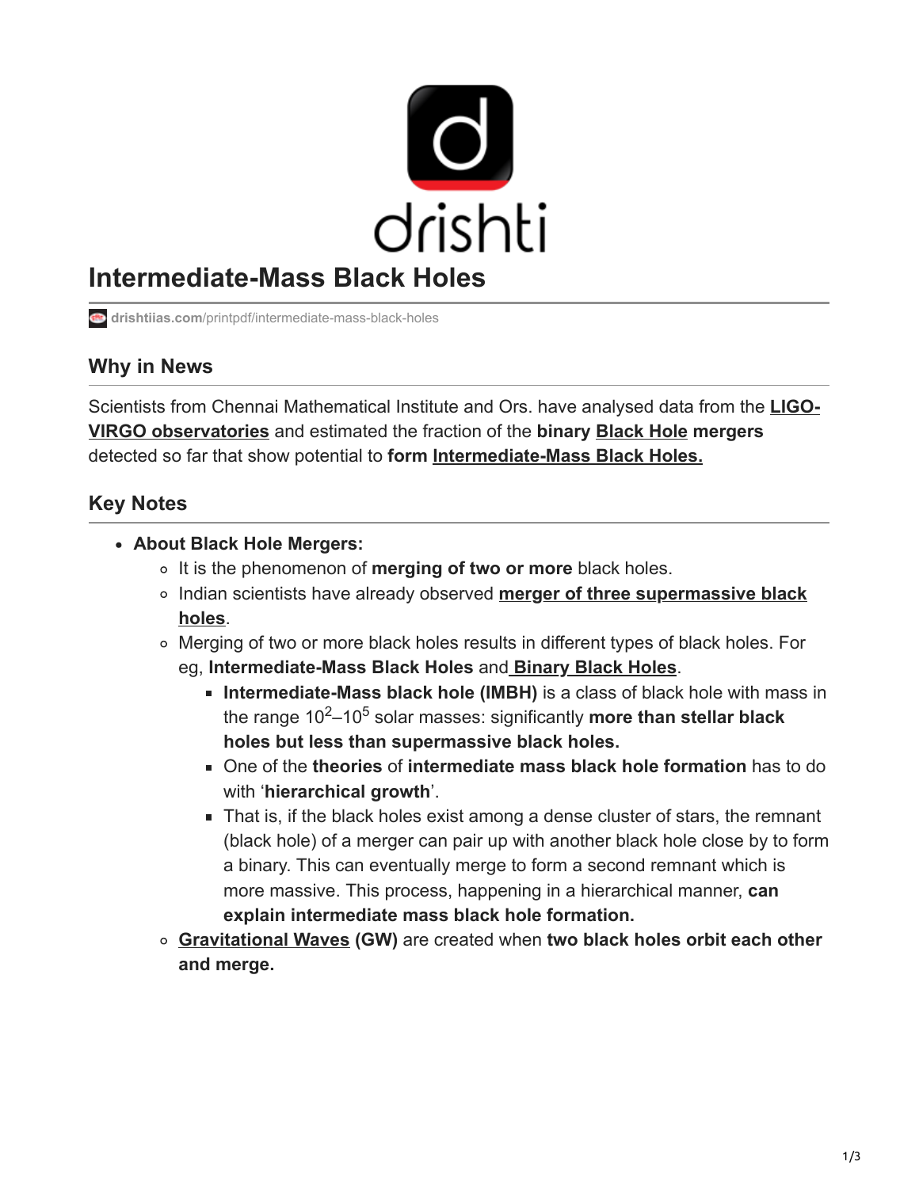# Intermediate-Mass Black Holes

drishtiias.com/printpdf/intermediate-mass-black-holes

## Why in News

Scientists from Chennai Mathematical Institute and Ors. have analysed data from the **LIGO-VIRGO observatories** and estimated the fraction of the **binary Black Hole mergers** detected so far that show potential to **form Intermediate-Mass Black Holes.**

## Key Notes

- **About Black Hole Mergers:**
  - It is the phenomenon of **merging of two or more** black holes.
  - Indian scientists have already observed **merger of three supermassive black holes**.
  - Merging of two or more black holes results in different types of black holes. For eg, **Intermediate-Mass Black Holes** and **Binary Black Holes**.
    - **Intermediate-Mass black hole (IMBH)** is a class of black hole with mass in the range $10^2$–$10^5$ solar masses: significantly **more than stellar black holes but less than supermassive black holes.**
    - One of the **theories** of **intermediate mass black hole formation** has to do with '**hierarchical growth**'.
    - That is, if the black holes exist among a dense cluster of stars, the remnant (black hole) of a merger can pair up with another black hole close by to form a binary. This can eventually merge to form a second remnant which is more massive. This process, happening in a hierarchical manner, **can explain intermediate mass black hole formation.**
  - **Gravitational Waves (GW)** are created when **two black holes orbit each other and merge.**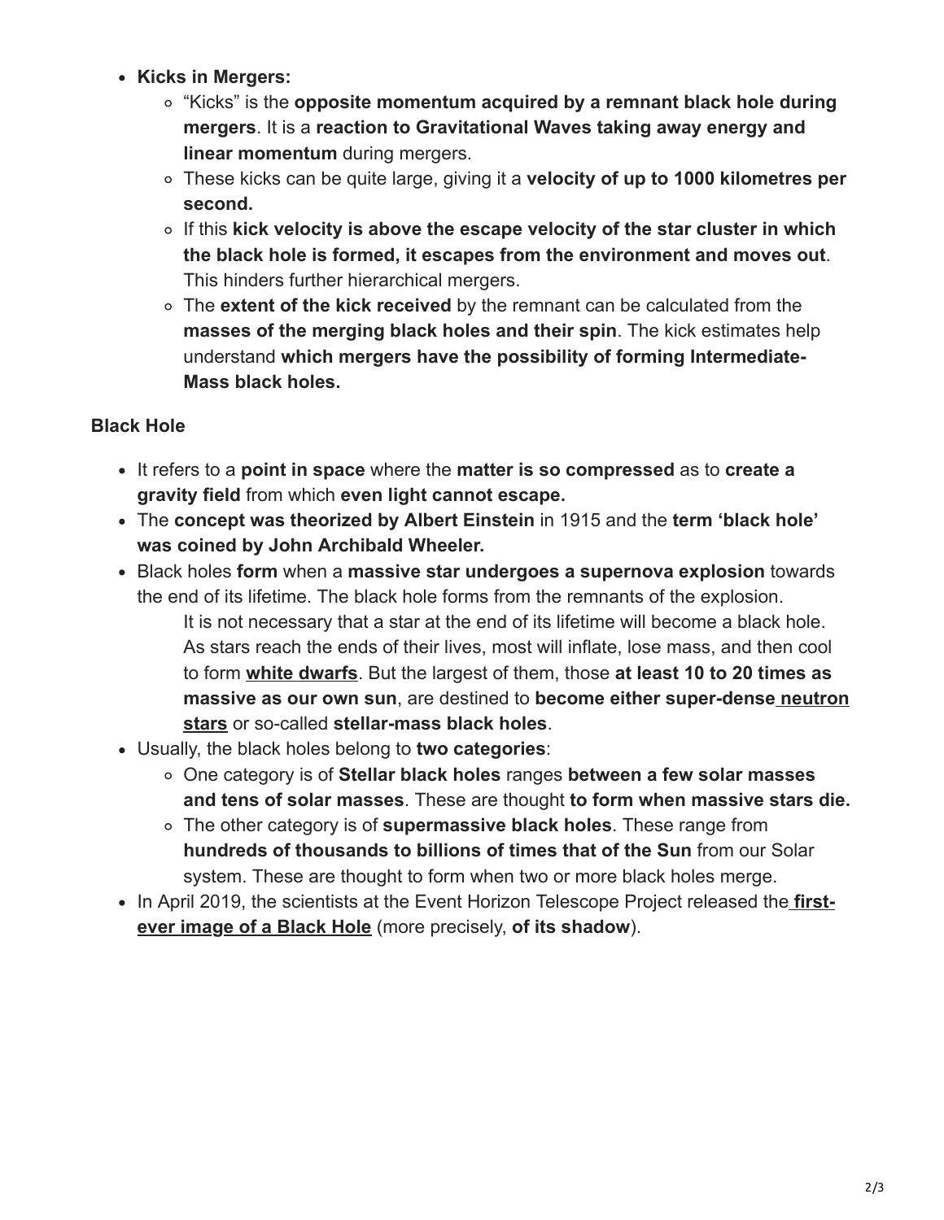- **Kicks in Mergers:**
    - "Kicks" is the **opposite momentum acquired by a remnant black hole during mergers**. It is a **reaction to Gravitational Waves taking away energy and linear momentum** during mergers.
    - These kicks can be quite large, giving it a **velocity of up to 1000 kilometres per second.**
    - If this **kick velocity is above the escape velocity of the star cluster in which the black hole is formed, it escapes from the environment and moves out**. This hinders further hierarchical mergers.
    - The **extent of the kick received** by the remnant can be calculated from the **masses of the merging black holes and their spin**. The kick estimates help understand **which mergers have the possibility of forming Intermediate-Mass black holes.**

**Black Hole**

- It refers to a **point in space** where the **matter is so compressed** as to **create a gravity field** from which **even light cannot escape.**
- The **concept was theorized by Albert Einstein** in 1915 and the **term 'black hole' was coined by John Archibald Wheeler.**
- Black holes **form** when a **massive star undergoes a supernova explosion** towards the end of its lifetime. The black hole forms from the remnants of the explosion.

    It is not necessary that a star at the end of its lifetime will become a black hole. As stars reach the ends of their lives, most will inflate, lose mass, and then cool to form **white dwarfs**. But the largest of them, those **at least 10 to 20 times as massive as our own sun**, are destined to **become either super-dense neutron stars** or so-called **stellar-mass black holes**.
- Usually, the black holes belong to **two categories**:
    - One category is of **Stellar black holes** ranges **between a few solar masses and tens of solar masses**. These are thought **to form when massive stars die.**
    - The other category is of **supermassive black holes**. These range from **hundreds of thousands to billions of times that of the Sun** from our Solar system. These are thought to form when two or more black holes merge.
- In April 2019, the scientists at the Event Horizon Telescope Project released the **first-ever image of a Black Hole** (more precisely, **of its shadow**).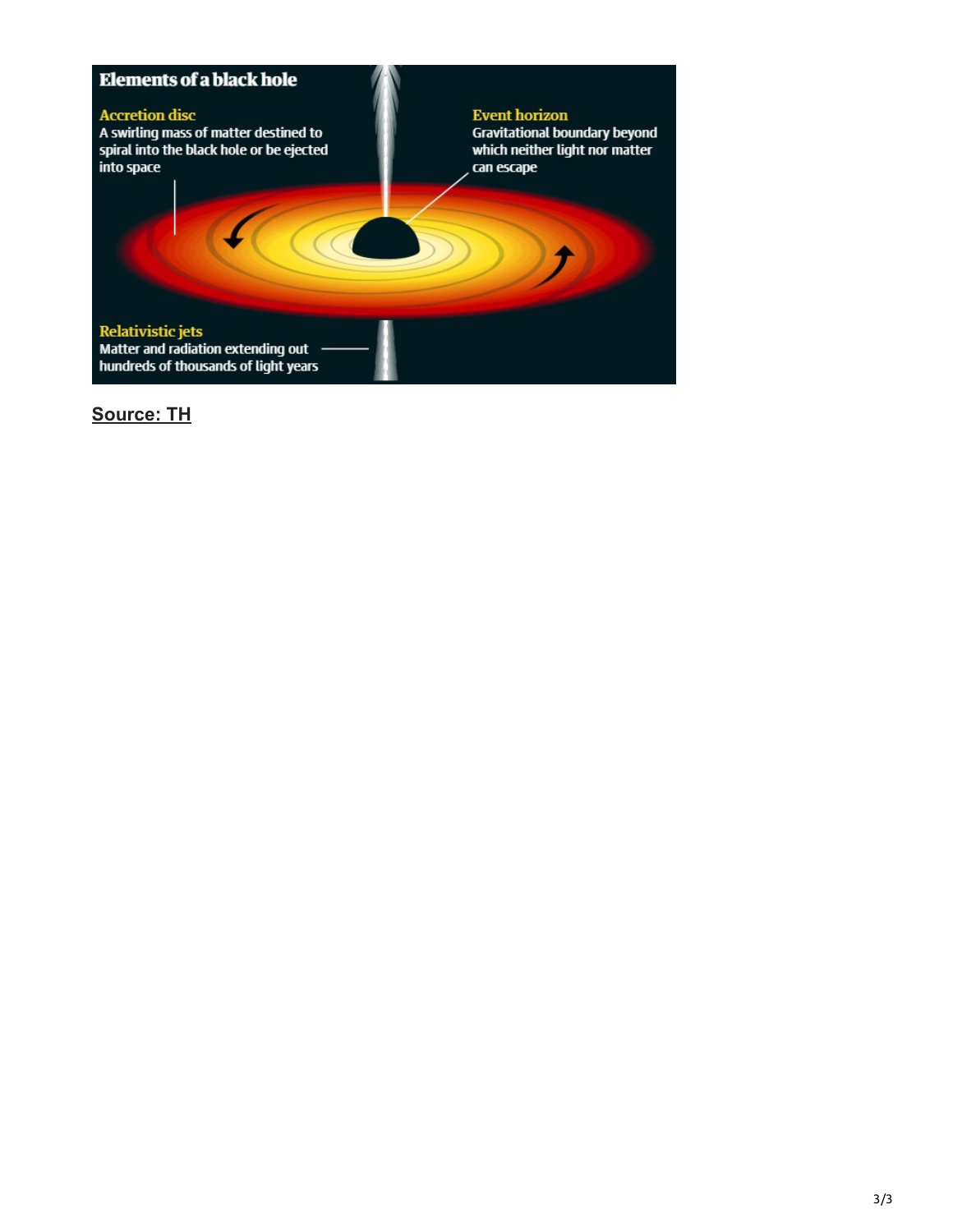Elements of a black hole

Accretion disc

A swirling mass of matter destined to spiral into the black hole or be ejected into space

Event horizon

Gravitational boundary beyond which neither light nor matter can escape

Relativistic jets

Matter and radiation extending out hundreds of thousands of light years

**Source: TH**